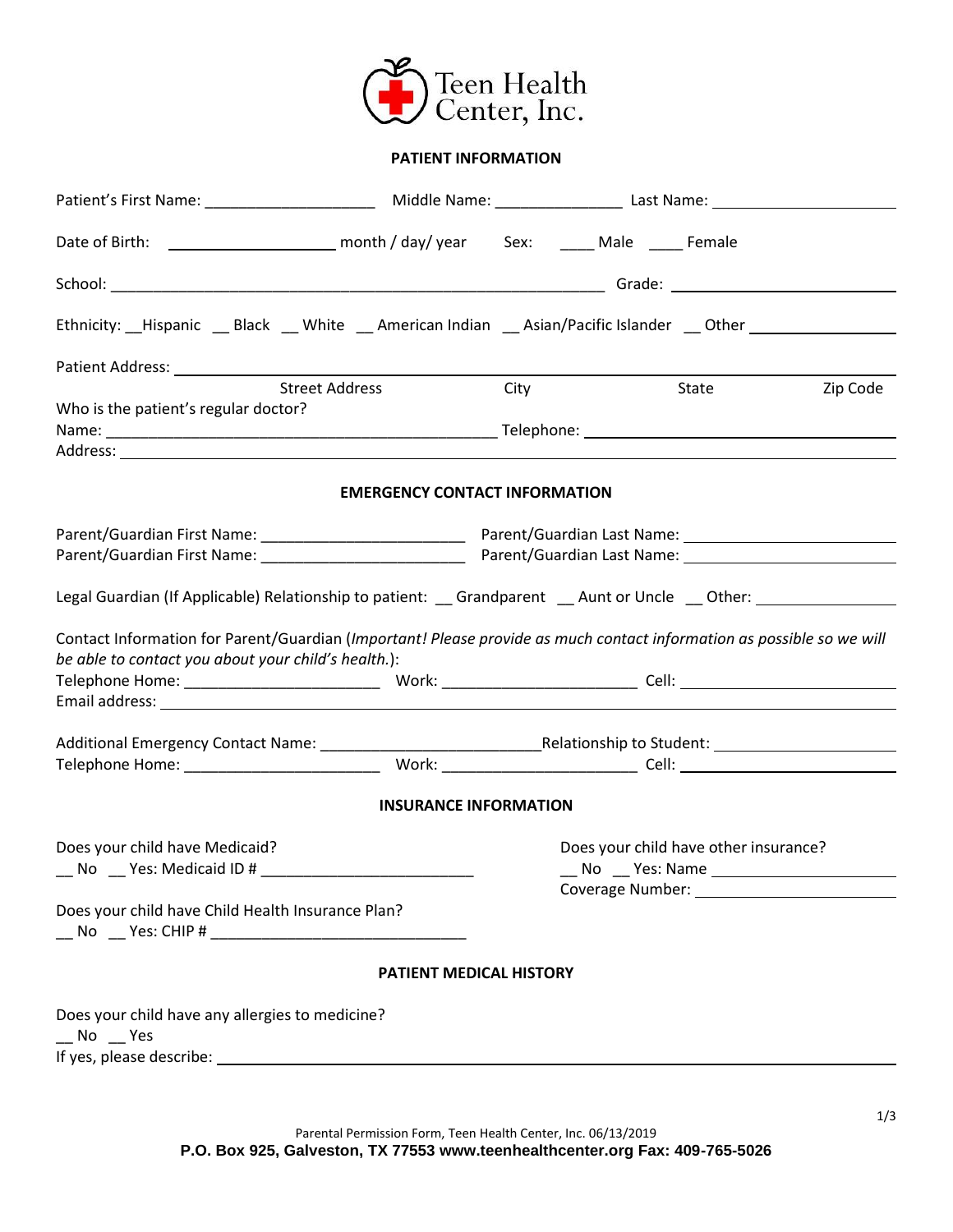# Teen Health Center, Inc.

## PATIENT INFORMATION

Patient's First Name: ____________________ Middle Name: _______________ Last Name: ____________________

Date of Birth: ____________________ month / day/ year Sex: ____ Male ____ Female

School: ____________________________________________________________ Grade: ____________________

Ethnicity: __Hispanic __ Black __ White __ American Indian __ Asian/Pacific Islander __ Other ________________

Patient Address: ______________________________________________________________________________

Street Address City State Zip Code

Who is the patient's regular doctor?

Name: ________________________________________________ Telephone: ____________________________

Address: ______________________________________________________________________________

## EMERGENCY CONTACT INFORMATION

Parent/Guardian First Name: ________________________ Parent/Guardian Last Name: ________________________

Parent/Guardian First Name: ________________________ Parent/Guardian Last Name: ________________________

Legal Guardian (If Applicable) Relationship to patient: __ Grandparent __ Aunt or Uncle __ Other: ________________

Contact Information for Parent/Guardian (*Important! Please provide as much contact information as possible so we will be able to contact you about your child's health.*):

Telephone Home: _______________________ Work: _______________________ Cell: _______________________

Email address: ______________________________________________________________________________

Additional Emergency Contact Name: _________________________ Relationship to Student: ____________________

Telephone Home: _______________________ Work: _______________________ Cell: _______________________

## INSURANCE INFORMATION

Does your child have Medicaid?

__ No __ Yes: Medicaid ID # __________________________

Does your child have other insurance?

__ No __ Yes: Name ____________________

Coverage Number: ____________________

Does your child have Child Health Insurance Plan?

__ No __ Yes: CHIP # ______________________________

## PATIENT MEDICAL HISTORY

Does your child have any allergies to medicine?

__ No __ Yes

If yes, please describe: ______________________________________________________________________

Parental Permission Form, Teen Health Center, Inc. 06/13/2019

**P.O. Box 925, Galveston, TX 77553 www.teenhealthcenter.org Fax: 409-765-5026**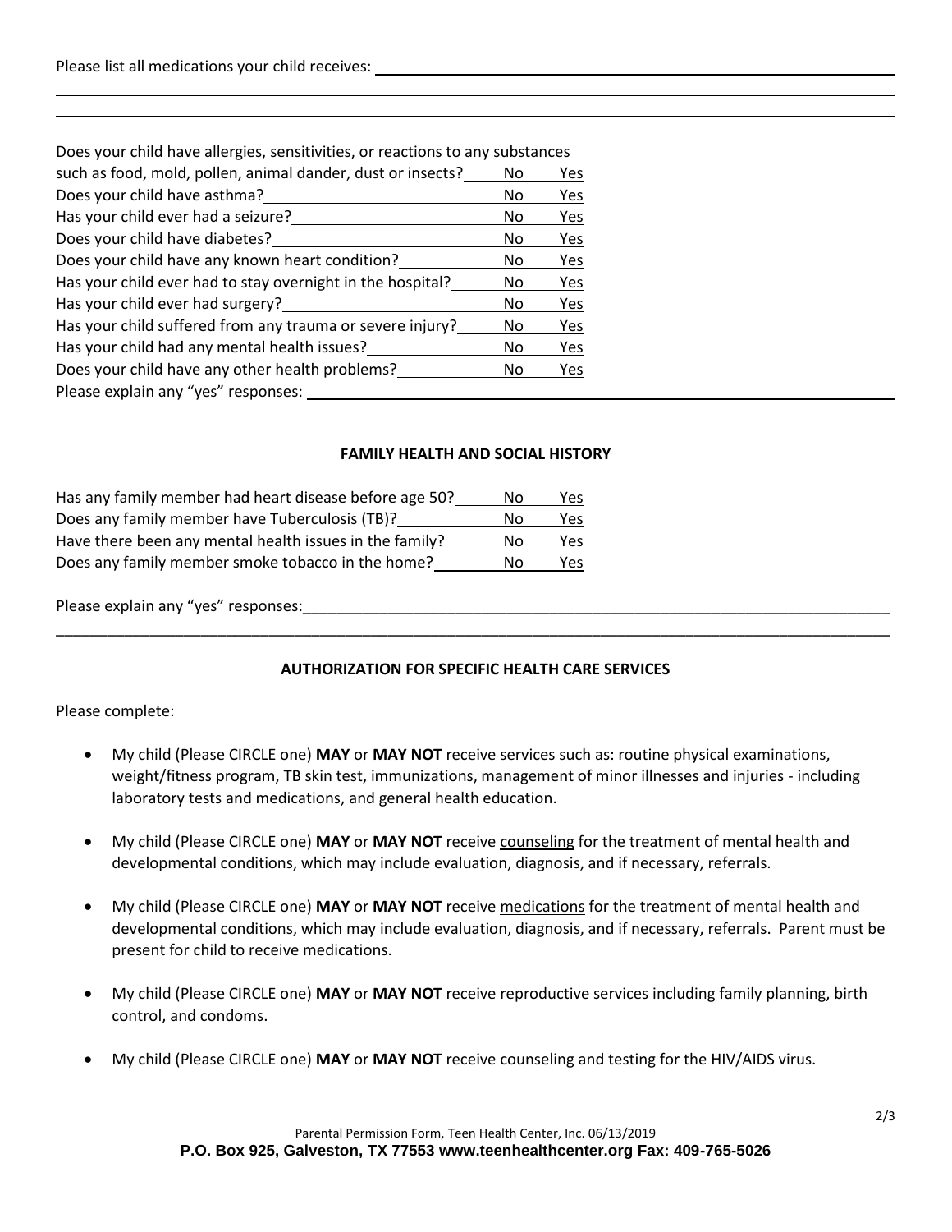Please list all medications your child receives: ______________________________________________

______________________________________________________________________________

______________________________________________________________________________

| Question | | |
|---|---|---|
| Does your child have allergies, sensitivities, or reactions to any substances such as food, mold, pollen, animal dander, dust or insects? | No | Yes |
| Does your child have asthma? | No | Yes |
| Has your child ever had a seizure? | No | Yes |
| Does your child have diabetes? | No | Yes |
| Does your child have any known heart condition? | No | Yes |
| Has your child ever had to stay overnight in the hospital? | No | Yes |
| Has your child ever had surgery? | No | Yes |
| Has your child suffered from any trauma or severe injury? | No | Yes |
| Has your child had any mental health issues? | No | Yes |
| Does your child have any other health problems? | No | Yes |

Please explain any "yes" responses: ______________________________________________

______________________________________________________________________________

## FAMILY HEALTH AND SOCIAL HISTORY

| Question | | |
|---|---|---|
| Has any family member had heart disease before age 50? | No | Yes |
| Does any family member have Tuberculosis (TB)? | No | Yes |
| Have there been any mental health issues in the family? | No | Yes |
| Does any family member smoke tobacco in the home? | No | Yes |

Please explain any "yes" responses: ______________________________________________

______________________________________________________________________________

## AUTHORIZATION FOR SPECIFIC HEALTH CARE SERVICES

Please complete:

- My child (Please CIRCLE one) **MAY** or **MAY NOT** receive services such as: routine physical examinations, weight/fitness program, TB skin test, immunizations, management of minor illnesses and injuries - including laboratory tests and medications, and general health education.
- My child (Please CIRCLE one) **MAY** or **MAY NOT** receive counseling for the treatment of mental health and developmental conditions, which may include evaluation, diagnosis, and if necessary, referrals.
- My child (Please CIRCLE one) **MAY** or **MAY NOT** receive medications for the treatment of mental health and developmental conditions, which may include evaluation, diagnosis, and if necessary, referrals. Parent must be present for child to receive medications.
- My child (Please CIRCLE one) **MAY** or **MAY NOT** receive reproductive services including family planning, birth control, and condoms.
- My child (Please CIRCLE one) **MAY** or **MAY NOT** receive counseling and testing for the HIV/AIDS virus.

Parental Permission Form, Teen Health Center, Inc. 06/13/2019
**P.O. Box 925, Galveston, TX 77553 www.teenhealthcenter.org Fax: 409-765-5026**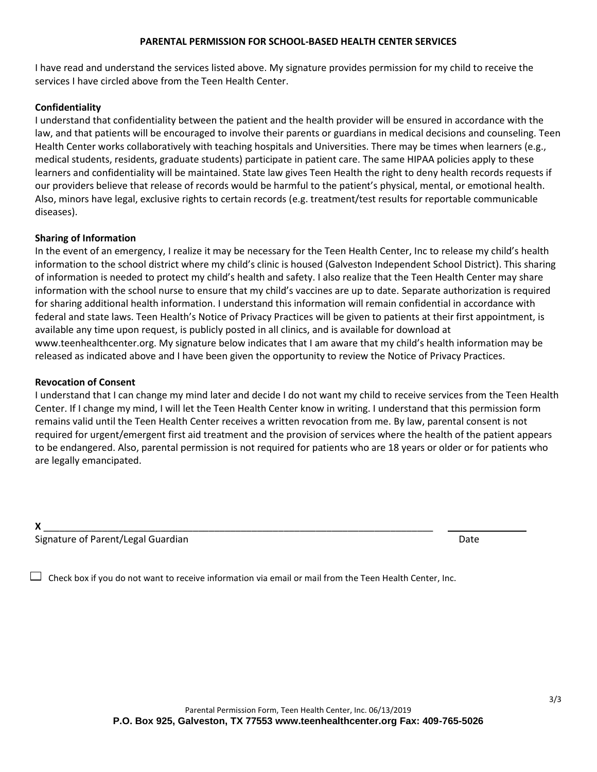**PARENTAL PERMISSION FOR SCHOOL-BASED HEALTH CENTER SERVICES**

I have read and understand the services listed above. My signature provides permission for my child to receive the services I have circled above from the Teen Health Center.

**Confidentiality**

I understand that confidentiality between the patient and the health provider will be ensured in accordance with the law, and that patients will be encouraged to involve their parents or guardians in medical decisions and counseling. Teen Health Center works collaboratively with teaching hospitals and Universities. There may be times when learners (e.g., medical students, residents, graduate students) participate in patient care. The same HIPAA policies apply to these learners and confidentiality will be maintained. State law gives Teen Health the right to deny health records requests if our providers believe that release of records would be harmful to the patient's physical, mental, or emotional health. Also, minors have legal, exclusive rights to certain records (e.g. treatment/test results for reportable communicable diseases).

**Sharing of Information**

In the event of an emergency, I realize it may be necessary for the Teen Health Center, Inc to release my child's health information to the school district where my child's clinic is housed (Galveston Independent School District). This sharing of information is needed to protect my child's health and safety. I also realize that the Teen Health Center may share information with the school nurse to ensure that my child's vaccines are up to date. Separate authorization is required for sharing additional health information. I understand this information will remain confidential in accordance with federal and state laws. Teen Health's Notice of Privacy Practices will be given to patients at their first appointment, is available any time upon request, is publicly posted in all clinics, and is available for download at www.teenhealthcenter.org. My signature below indicates that I am aware that my child's health information may be released as indicated above and I have been given the opportunity to review the Notice of Privacy Practices.

**Revocation of Consent**

I understand that I can change my mind later and decide I do not want my child to receive services from the Teen Health Center. If I change my mind, I will let the Teen Health Center know in writing. I understand that this permission form remains valid until the Teen Health Center receives a written revocation from me. By law, parental consent is not required for urgent/emergent first aid treatment and the provision of services where the health of the patient appears to be endangered. Also, parental permission is not required for patients who are 18 years or older or for patients who are legally emancipated.

**X** ______________________________________________________________ ____________

Signature of Parent/Legal Guardian Date

☐ Check box if you do not want to receive information via email or mail from the Teen Health Center, Inc.

Parental Permission Form, Teen Health Center, Inc. 06/13/2019

**P.O. Box 925, Galveston, TX 77553 www.teenhealthcenter.org Fax: 409-765-5026**